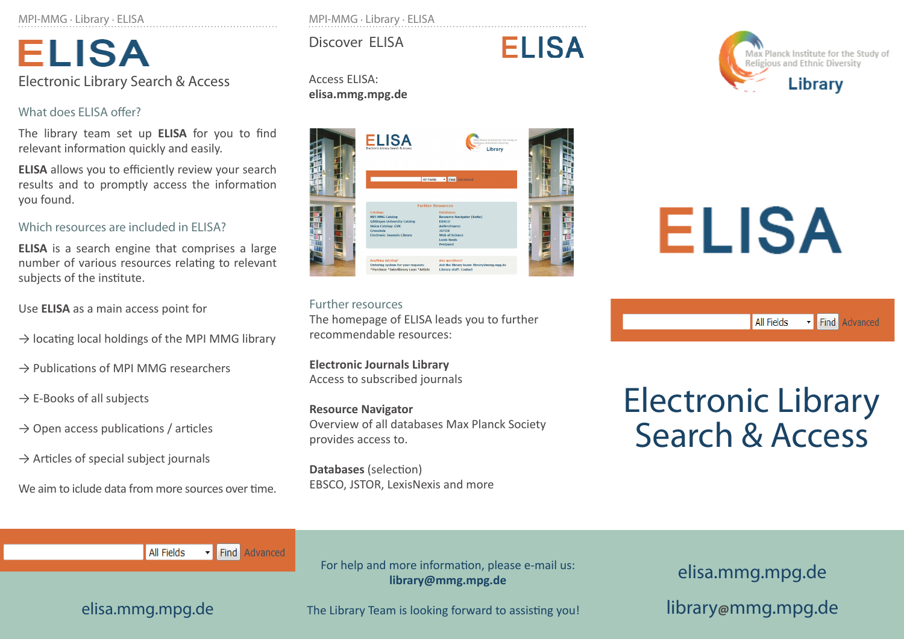MPI-MMG · Library · ELISA

# ELISA

Electronic Library Search & Access

## What does ELISA offer?

The library team set up **ELISA** for you to find relevant information quickly and easily.

**ELISA** allows you to efficiently review your search results and to promptly access the information you found.

## Which resources are included in ELISA?

**ELISA** is a search engine that comprises a large number of various resources relating to relevant subjects of the institute.

Use **ELISA** as a main access point for

→ locating local holdings of the MPI MMG library

→ Publications of MPI MMG researchers

→ E-Books of all subjects

→ Open access publications / articles

→ Articles of special subject journals

We aim to iclude data from more sources over time.

All Fields | Find | Advanced

elisa.mmg.mpg.de

MPI-MMG · Library · ELISA

## Discover ELISA

Access ELISA:
**elisa.mmg.mpg.de**

## Further resources

The homepage of ELISA leads you to further recommendable resources:

**Electronic Journals Library**
Access to subscribed journals

**Resource Navigator**
Overview of all databases Max Planck Society provides access to.

**Databases** (selection)
EBSCO, JSTOR, LexisNexis and more

For help and more information, please e-mail us:
**library@mmg.mpg.de**

The Library Team is looking forward to assisting you!

Max Planck Institute for the Study of Religious and Ethnic Diversity

Library

# ELISA

All Fields | Find | Advanced

# Electronic Library Search & Access

elisa.mmg.mpg.de

library@mmg.mpg.de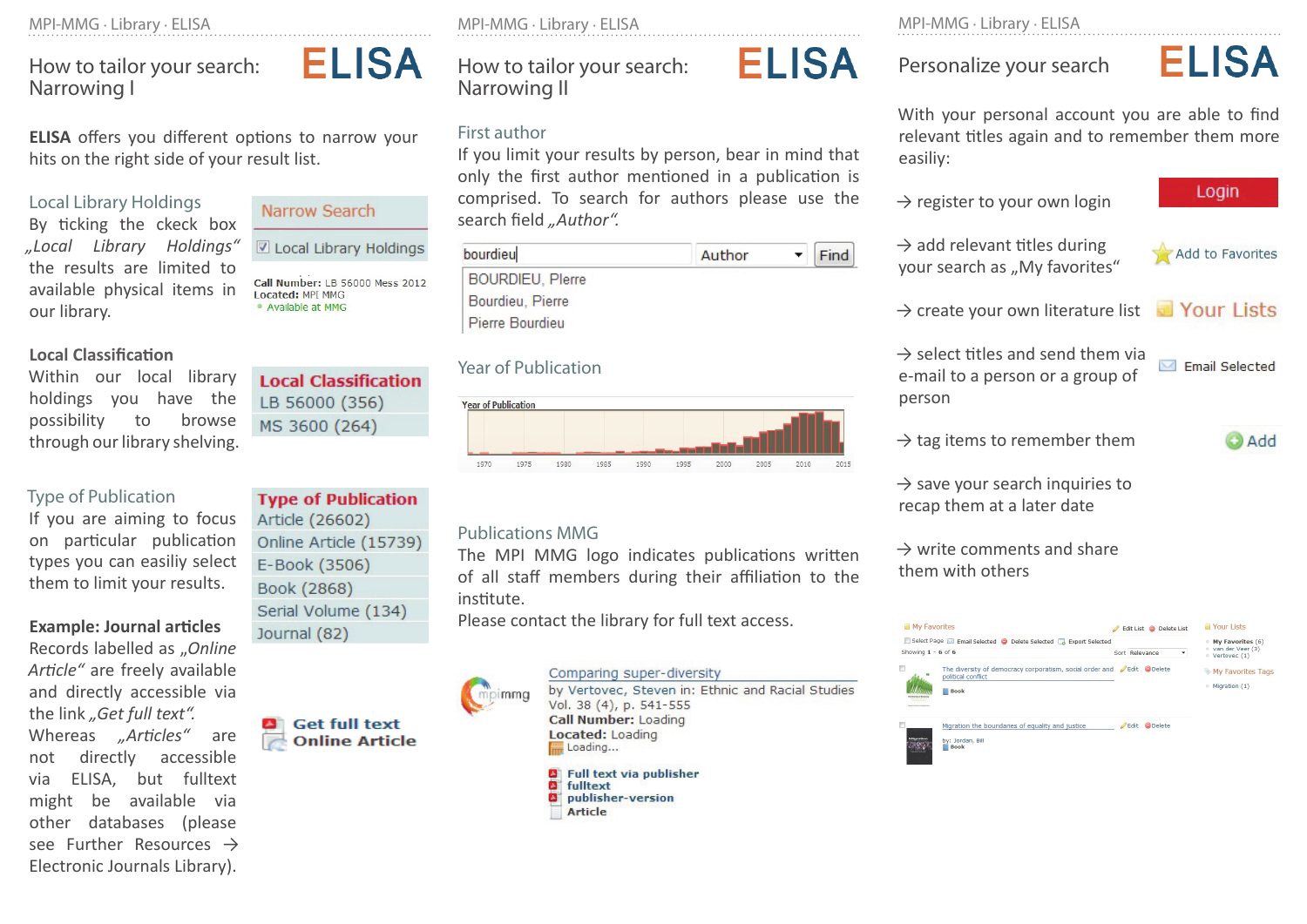# How to tailor your search: Narrowing I

**ELISA** offers you different options to narrow your hits on the right side of your result list.

## Local Library Holdings

By ticking the check box *„Local Library Holdings"* the results are limited to available physical items in our library.

Narrow Search

☑ Local Library Holdings

**Call Number:** LB 56000 Mess 2012
**Located:** MPI MMG
Available at MMG

## Local Classification

Within our local library holdings you have the possibility to browse through our library shelving.

| Local Classification |
|---|
| LB 56000 (356) |
| MS 3600 (264) |

## Type of Publication

If you are aiming to focus on particular publication types you can easiliy select them to limit your results.

| Type of Publication |
|---|
| Article (26602) |
| Online Article (15739) |
| E-Book (3506) |
| Book (2868) |
| Serial Volume (134) |
| Journal (82) |

**Example: Journal articles**

Records labelled as *„Online Article"* are freely available and directly accessible via the link *„Get full text"*. Whereas *„Articles"* are not directly accessible via ELISA, but fulltext might be available via other databases (please see Further Resources → Electronic Journals Library).

**Get full text**
**Online Article**

# How to tailor your search: Narrowing II

## First author

If you limit your results by person, bear in mind that only the first author mentioned in a publication is comprised. To search for authors please use the search field *„Author"*.

bourdieu | Author | Find

BOURDIEU, Pierre
Bourdieu, Pierre
Pierre Bourdieu

## Year of Publication

Year of Publication

1970 1975 1980 1985 1990 1995 2000 2005 2010 2015

## Publications MMG

The MPI MMG logo indicates publications written of all staff members during their affiliation to the institute.
Please contact the library for full text access.

mpimmg

Comparing super-diversity
by Vertovec, Steven in: Ethnic and Racial Studies
Vol. 38 (4), p. 541-555
**Call Number:** Loading
**Located:** Loading
Loading...

**Full text via publisher**
**fulltext**
**publisher-version**
**Article**

# Personalize your search

With your personal account you are able to find relevant titles again and to remember them more easiliy:

→ register to your own login — Login

→ add relevant titles during your search as „My favorites" — Add to Favorites

→ create your own literature list — Your Lists

→ select titles and send them via e-mail to a person or a group of person — Email Selected

→ tag items to remember them — Add

→ save your search inquiries to recap them at a later date

→ write comments and share them with others

My Favorites — Edit List — Delete List
Select Page — Email Selected — Delete Selected — Export Selected
Showing 1 - 6 of 6 — Sort Relevance

The diversity of democracy corporatism, social order and political conflict — Edit — Delete
Book

Migration the boundaries of equality and justice — Edit — Delete
by: Jordan, Bill
Book

Your Lists
My Favorites (6)
van der Veer (3)
Vertovec (1)

My Favorites Tags
Migration (1)